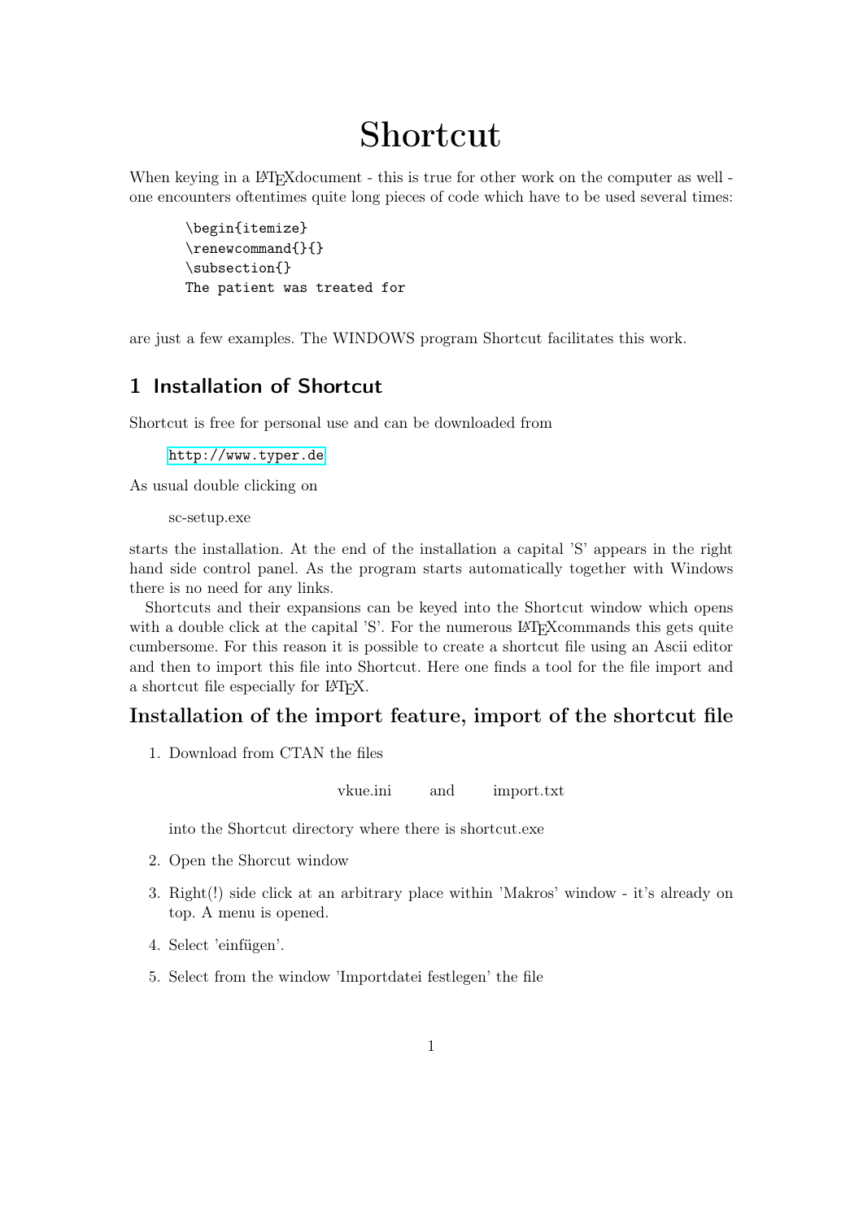# Shortcut

When keying in a LaTeXdocument - this is true for other work on the computer as well - one encounters oftentimes quite long pieces of code which have to be used several times:

```
\begin{itemize}
\renewcommand{}{}
\subsection{}
The patient was treated for
```

are just a few examples. The WINDOWS program Shortcut facilitates this work.

## 1 Installation of Shortcut

Shortcut is free for personal use and can be downloaded from

`http://www.typer.de`

As usual double clicking on

sc-setup.exe

starts the installation. At the end of the installation a capital 'S' appears in the right hand side control panel. As the program starts automatically together with Windows there is no need for any links.

Shortcuts and their expansions can be keyed into the Shortcut window which opens with a double click at the capital 'S'. For the numerous LaTeXcommands this gets quite cumbersome. For this reason it is possible to create a shortcut file using an Ascii editor and then to import this file into Shortcut. Here one finds a tool for the file import and a shortcut file especially for LaTeX.

### Installation of the import feature, import of the shortcut file

1. Download from CTAN the files

   vkue.ini and import.txt

   into the Shortcut directory where there is shortcut.exe

2. Open the Shorcut window

3. Right(!) side click at an arbitrary place within 'Makros' window - it's already on top. A menu is opened.

4. Select 'einfügen'.

5. Select from the window 'Importdatei festlegen' the file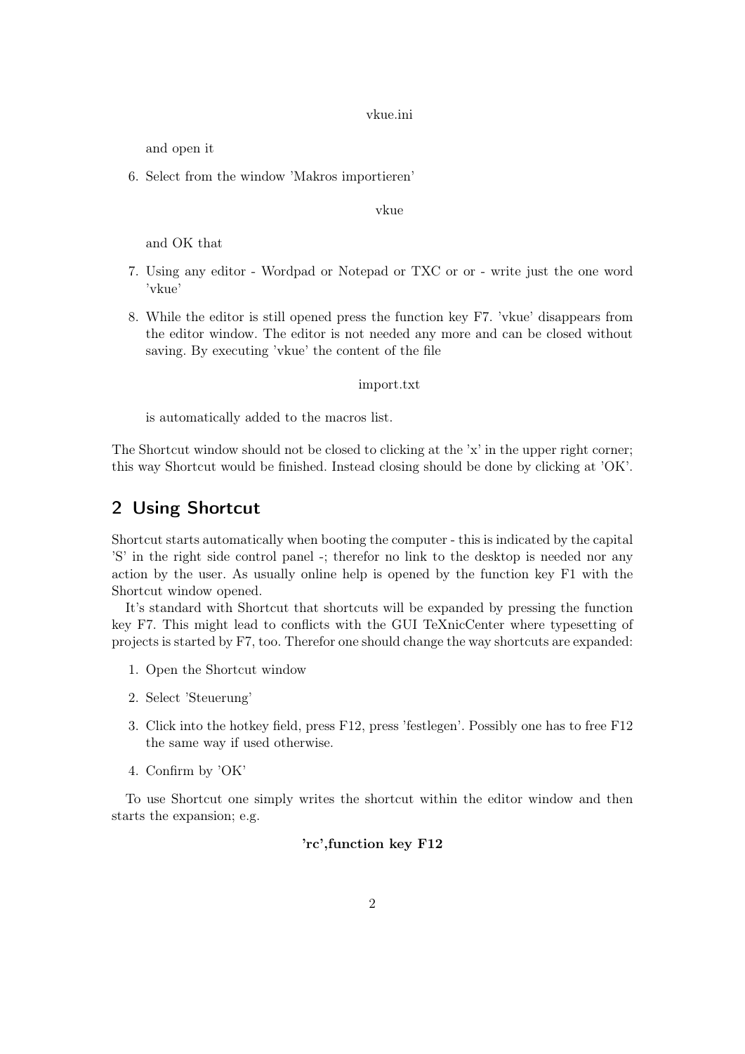vkue.ini

and open it

6. Select from the window 'Makros importieren'

   vkue

   and OK that

7. Using any editor - Wordpad or Notepad or TXC or or - write just the one word 'vkue'

8. While the editor is still opened press the function key F7. 'vkue' disappears from the editor window. The editor is not needed any more and can be closed without saving. By executing 'vkue' the content of the file

   import.txt

   is automatically added to the macros list.

The Shortcut window should not be closed to clicking at the 'x' in the upper right corner; this way Shortcut would be finished. Instead closing should be done by clicking at 'OK'.

## 2 Using Shortcut

Shortcut starts automatically when booting the computer - this is indicated by the capital 'S' in the right side control panel -; therefor no link to the desktop is needed nor any action by the user. As usually online help is opened by the function key F1 with the Shortcut window opened.

It's standard with Shortcut that shortcuts will be expanded by pressing the function key F7. This might lead to conflicts with the GUI TeXnicCenter where typesetting of projects is started by F7, too. Therefor one should change the way shortcuts are expanded:

1. Open the Shortcut window
2. Select 'Steuerung'
3. Click into the hotkey field, press F12, press 'festlegen'. Possibly one has to free F12 the same way if used otherwise.
4. Confirm by 'OK'

To use Shortcut one simply writes the shortcut within the editor window and then starts the expansion; e.g.

**'rc',function key F12**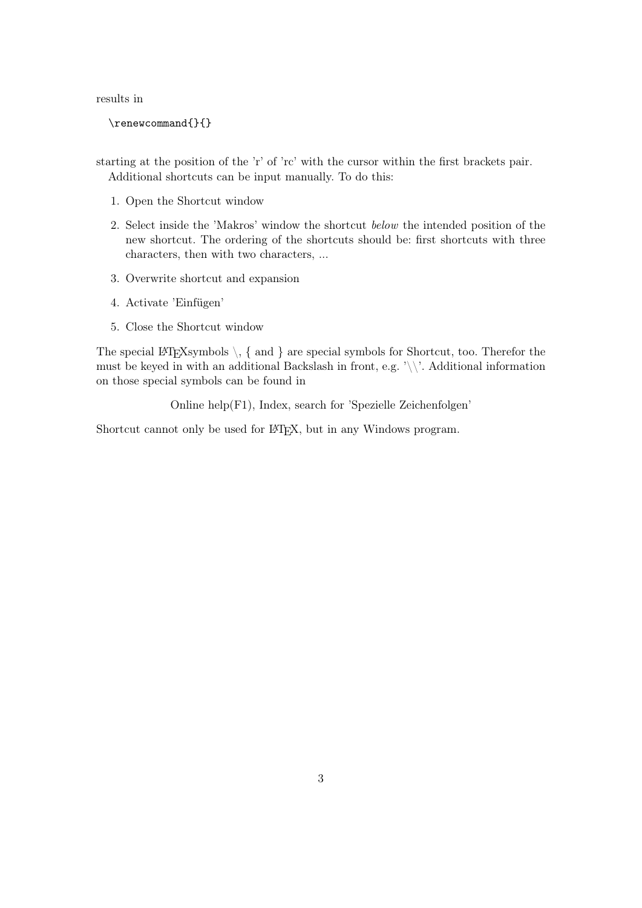results in

```
\renewcommand{}{}
```

starting at the position of the 'r' of 'rc' with the cursor within the first brackets pair.

Additional shortcuts can be input manually. To do this:

1. Open the Shortcut window
2. Select inside the 'Makros' window the shortcut *below* the intended position of the new shortcut. The ordering of the shortcuts should be: first shortcuts with three characters, then with two characters, ...
3. Overwrite shortcut and expansion
4. Activate 'Einfügen'
5. Close the Shortcut window

The special LaTeXsymbols \, { and } are special symbols for Shortcut, too. Therefor the must be keyed in with an additional Backslash in front, e.g. '\\'. Additional information on those special symbols can be found in

Online help(F1), Index, search for 'Spezielle Zeichenfolgen'

Shortcut cannot only be used for LaTeX, but in any Windows program.